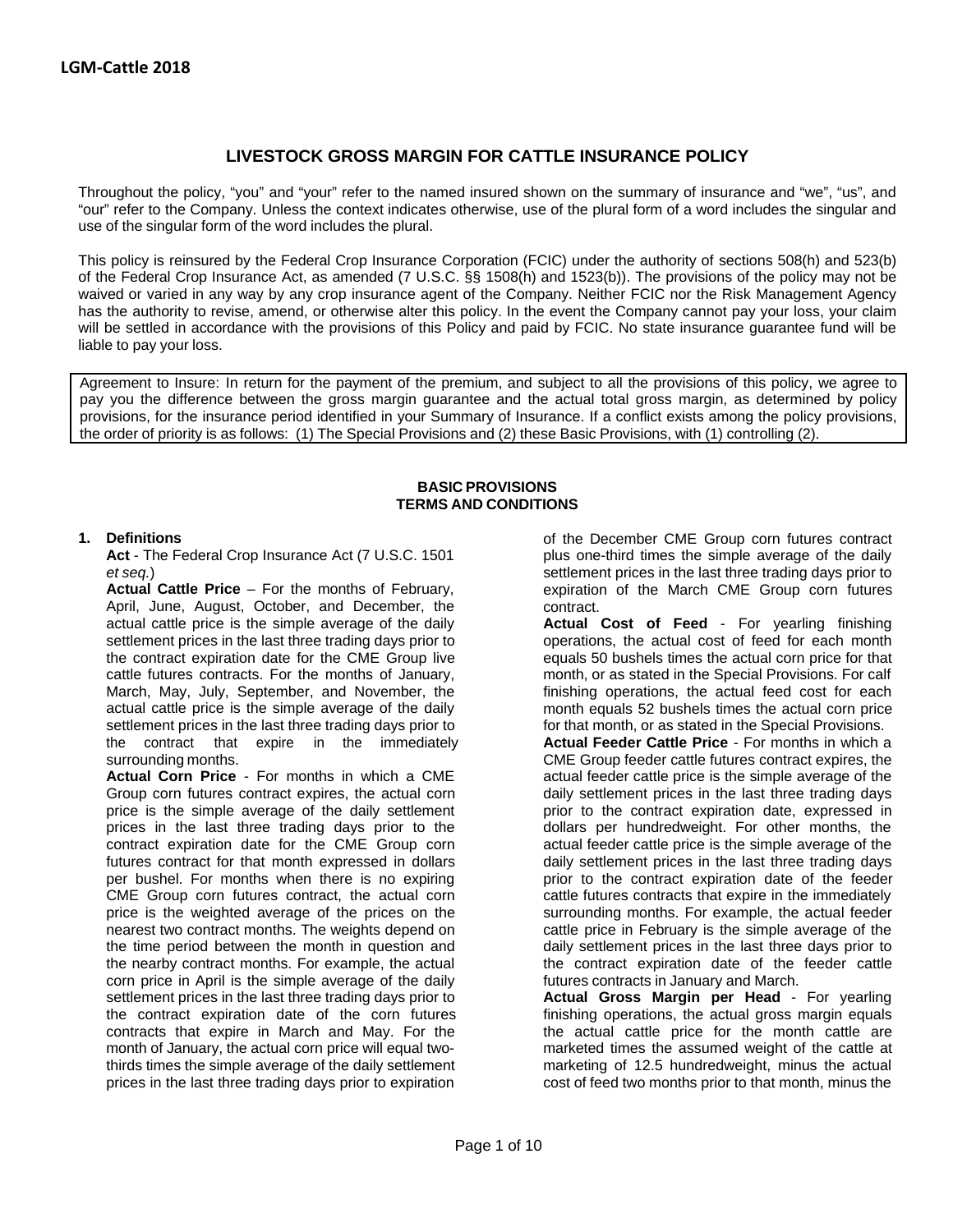# LIVESTOCK GROSS MARGIN FOR CATTLE INSURANCE POLICY

Throughout the policy, "you" and "your" refer to the named insured shown on the summary of insurance and "we", "us", and "our" refer to the Company. Unless the context indicates otherwise, use of the plural form of a word includes the singular and use of the singular form of the word includes the plural.

This policy is reinsured by the Federal Crop Insurance Corporation (FCIC) under the authority of sections 508(h) and 523(b) of the Federal Crop Insurance Act, as amended (7 U.S.C. §§ 1508(h) and 1523(b)). The provisions of the policy may not be waived or varied in any way by any crop insurance agent of the Company. Neither FCIC nor the Risk Management Agency has the authority to revise, amend, or otherwise alter this policy. In the event the Company cannot pay your loss, your claim will be settled in accordance with the provisions of this Policy and paid by FCIC. No state insurance guarantee fund will be liable to pay your loss.

Agreement to Insure: In return for the payment of the premium, and subject to all the provisions of this policy, we agree to pay you the difference between the gross margin guarantee and the actual total gross margin, as determined by policy provisions, for the insurance period identified in your Summary of Insurance. If a conflict exists among the policy provisions, the order of priority is as follows: (1) The Special Provisions and (2) these Basic Provisions, with (1) controlling (2).

## BASIC PROVISIONS
## TERMS AND CONDITIONS

**1. Definitions**

**Act** - The Federal Crop Insurance Act (7 U.S.C. 1501 *et seq.*)

**Actual Cattle Price** – For the months of February, April, June, August, October, and December, the actual cattle price is the simple average of the daily settlement prices in the last three trading days prior to the contract expiration date for the CME Group live cattle futures contracts. For the months of January, March, May, July, September, and November, the actual cattle price is the simple average of the daily settlement prices in the last three trading days prior to the contract that expire in the immediately surrounding months.

**Actual Corn Price** - For months in which a CME Group corn futures contract expires, the actual corn price is the simple average of the daily settlement prices in the last three trading days prior to the contract expiration date for the CME Group corn futures contract for that month expressed in dollars per bushel. For months when there is no expiring CME Group corn futures contract, the actual corn price is the weighted average of the prices on the nearest two contract months. The weights depend on the time period between the month in question and the nearby contract months. For example, the actual corn price in April is the simple average of the daily settlement prices in the last three trading days prior to the contract expiration date of the corn futures contracts that expire in March and May. For the month of January, the actual corn price will equal two-thirds times the simple average of the daily settlement prices in the last three trading days prior to expiration of the December CME Group corn futures contract plus one-third times the simple average of the daily settlement prices in the last three trading days prior to expiration of the March CME Group corn futures contract.

**Actual Cost of Feed** - For yearling finishing operations, the actual cost of feed for each month equals 50 bushels times the actual corn price for that month, or as stated in the Special Provisions. For calf finishing operations, the actual feed cost for each month equals 52 bushels times the actual corn price for that month, or as stated in the Special Provisions.

**Actual Feeder Cattle Price** - For months in which a CME Group feeder cattle futures contract expires, the actual feeder cattle price is the simple average of the daily settlement prices in the last three trading days prior to the contract expiration date, expressed in dollars per hundredweight. For other months, the actual feeder cattle price is the simple average of the daily settlement prices in the last three trading days prior to the contract expiration date of the feeder cattle futures contracts that expire in the immediately surrounding months. For example, the actual feeder cattle price in February is the simple average of the daily settlement prices in the last three days prior to the contract expiration date of the feeder cattle futures contracts in January and March.

**Actual Gross Margin per Head** - For yearling finishing operations, the actual gross margin equals the actual cattle price for the month cattle are marketed times the assumed weight of the cattle at marketing of 12.5 hundredweight, minus the actual cost of feed two months prior to that month, minus the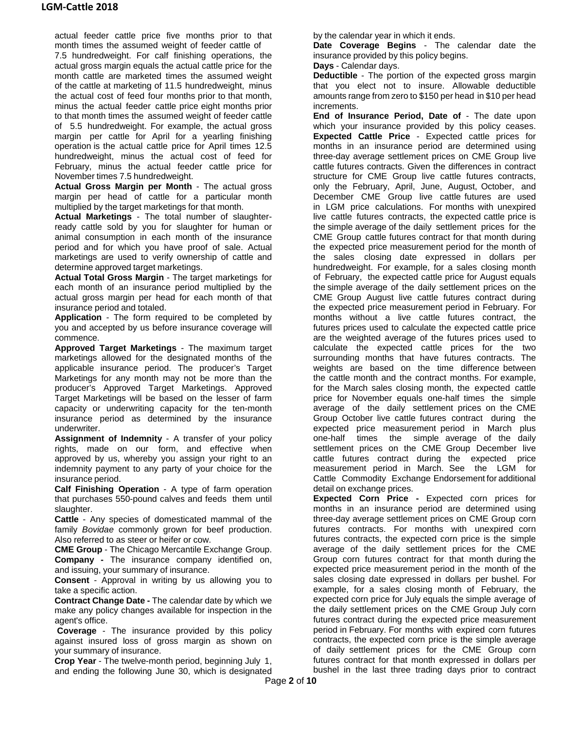actual feeder cattle price five months prior to that month times the assumed weight of feeder cattle of 7.5 hundredweight. For calf finishing operations, the actual gross margin equals the actual cattle price for the month cattle are marketed times the assumed weight of the cattle at marketing of 11.5 hundredweight, minus the actual cost of feed four months prior to that month, minus the actual feeder cattle price eight months prior to that month times the assumed weight of feeder cattle of 5.5 hundredweight. For example, the actual gross margin per cattle for April for a yearling finishing operation is the actual cattle price for April times 12.5 hundredweight, minus the actual cost of feed for February, minus the actual feeder cattle price for November times 7.5 hundredweight.

**Actual Gross Margin per Month** - The actual gross margin per head of cattle for a particular month multiplied by the target marketings for that month.

**Actual Marketings** - The total number of slaughter-ready cattle sold by you for slaughter for human or animal consumption in each month of the insurance period and for which you have proof of sale. Actual marketings are used to verify ownership of cattle and determine approved target marketings.

**Actual Total Gross Margin** - The target marketings for each month of an insurance period multiplied by the actual gross margin per head for each month of that insurance period and totaled.

**Application** - The form required to be completed by you and accepted by us before insurance coverage will commence.

**Approved Target Marketings** - The maximum target marketings allowed for the designated months of the applicable insurance period. The producer's Target Marketings for any month may not be more than the producer's Approved Target Marketings. Approved Target Marketings will be based on the lesser of farm capacity or underwriting capacity for the ten-month insurance period as determined by the insurance underwriter.

**Assignment of Indemnity** - A transfer of your policy rights, made on our form, and effective when approved by us, whereby you assign your right to an indemnity payment to any party of your choice for the insurance period.

**Calf Finishing Operation** - A type of farm operation that purchases 550-pound calves and feeds them until slaughter.

**Cattle** - Any species of domesticated mammal of the family *Bovidae* commonly grown for beef production. Also referred to as steer or heifer or cow.

**CME Group** - The Chicago Mercantile Exchange Group.

**Company -** The insurance company identified on, and issuing, your summary of insurance.

**Consent** - Approval in writing by us allowing you to take a specific action.

**Contract Change Date -** The calendar date by which we make any policy changes available for inspection in the agent's office.

**Coverage** - The insurance provided by this policy against insured loss of gross margin as shown on your summary of insurance.

**Crop Year** - The twelve-month period, beginning July 1, and ending the following June 30, which is designated by the calendar year in which it ends.

**Date Coverage Begins** - The calendar date the insurance provided by this policy begins.

**Days** - Calendar days.

**Deductible** - The portion of the expected gross margin that you elect not to insure. Allowable deductible amounts range from zero to $150 per head in $10 per head increments.

**End of Insurance Period, Date of** - The date upon which your insurance provided by this policy ceases.

**Expected Cattle Price** - Expected cattle prices for months in an insurance period are determined using three-day average settlement prices on CME Group live cattle futures contracts. Given the differences in contract structure for CME Group live cattle futures contracts, only the February, April, June, August, October, and December CME Group live cattle futures are used in LGM price calculations. For months with unexpired live cattle futures contracts, the expected cattle price is the simple average of the daily settlement prices for the CME Group cattle futures contract for that month during the expected price measurement period for the month of the sales closing date expressed in dollars per hundredweight. For example, for a sales closing month of February, the expected cattle price for August equals the simple average of the daily settlement prices on the CME Group August live cattle futures contract during the expected price measurement period in February. For months without a live cattle futures contract, the futures prices used to calculate the expected cattle price are the weighted average of the futures prices used to calculate the expected cattle prices for the two surrounding months that have futures contracts. The weights are based on the time difference between the cattle month and the contract months. For example, for the March sales closing month, the expected cattle price for November equals one-half times the simple average of the daily settlement prices on the CME Group October live cattle futures contract during the expected price measurement period in March plus one-half times the simple average of the daily settlement prices on the CME Group December live cattle futures contract during the expected price measurement period in March. See the LGM for Cattle Commodity Exchange Endorsement for additional detail on exchange prices.

**Expected Corn Price -** Expected corn prices for months in an insurance period are determined using three-day average settlement prices on CME Group corn futures contracts. For months with unexpired corn futures contracts, the expected corn price is the simple average of the daily settlement prices for the CME Group corn futures contract for that month during the expected price measurement period in the month of the sales closing date expressed in dollars per bushel. For example, for a sales closing month of February, the expected corn price for July equals the simple average of the daily settlement prices on the CME Group July corn futures contract during the expected price measurement period in February. For months with expired corn futures contracts, the expected corn price is the simple average of daily settlement prices for the CME Group corn futures contract for that month expressed in dollars per bushel in the last three trading days prior to contract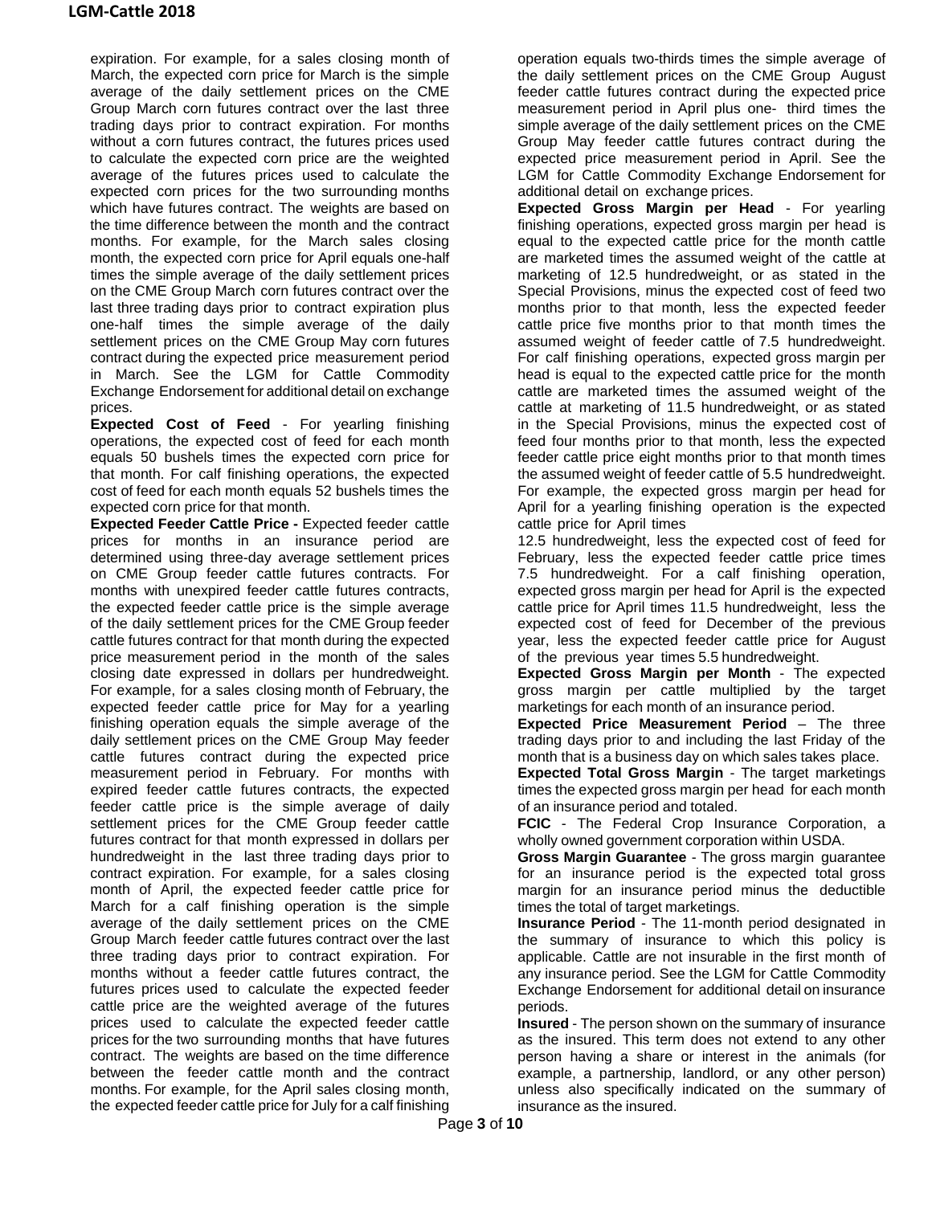expiration. For example, for a sales closing month of March, the expected corn price for March is the simple average of the daily settlement prices on the CME Group March corn futures contract over the last three trading days prior to contract expiration. For months without a corn futures contract, the futures prices used to calculate the expected corn price are the weighted average of the futures prices used to calculate the expected corn prices for the two surrounding months which have futures contract. The weights are based on the time difference between the month and the contract months. For example, for the March sales closing month, the expected corn price for April equals one-half times the simple average of the daily settlement prices on the CME Group March corn futures contract over the last three trading days prior to contract expiration plus one-half times the simple average of the daily settlement prices on the CME Group May corn futures contract during the expected price measurement period in March. See the LGM for Cattle Commodity Exchange Endorsement for additional detail on exchange prices.

**Expected Cost of Feed** - For yearling finishing operations, the expected cost of feed for each month equals 50 bushels times the expected corn price for that month. For calf finishing operations, the expected cost of feed for each month equals 52 bushels times the expected corn price for that month.

**Expected Feeder Cattle Price -** Expected feeder cattle prices for months in an insurance period are determined using three-day average settlement prices on CME Group feeder cattle futures contracts. For months with unexpired feeder cattle futures contracts, the expected feeder cattle price is the simple average of the daily settlement prices for the CME Group feeder cattle futures contract for that month during the expected price measurement period in the month of the sales closing date expressed in dollars per hundredweight. For example, for a sales closing month of February, the expected feeder cattle price for May for a yearling finishing operation equals the simple average of the daily settlement prices on the CME Group May feeder cattle futures contract during the expected price measurement period in February. For months with expired feeder cattle futures contracts, the expected feeder cattle price is the simple average of daily settlement prices for the CME Group feeder cattle futures contract for that month expressed in dollars per hundredweight in the last three trading days prior to contract expiration. For example, for a sales closing month of April, the expected feeder cattle price for March for a calf finishing operation is the simple average of the daily settlement prices on the CME Group March feeder cattle futures contract over the last three trading days prior to contract expiration. For months without a feeder cattle futures contract, the futures prices used to calculate the expected feeder cattle price are the weighted average of the futures prices used to calculate the expected feeder cattle prices for the two surrounding months that have futures contract. The weights are based on the time difference between the feeder cattle month and the contract months. For example, for the April sales closing month, the expected feeder cattle price for July for a calf finishing operation equals two-thirds times the simple average of the daily settlement prices on the CME Group August feeder cattle futures contract during the expected price measurement period in April plus one- third times the simple average of the daily settlement prices on the CME Group May feeder cattle futures contract during the expected price measurement period in April. See the LGM for Cattle Commodity Exchange Endorsement for additional detail on exchange prices.

**Expected Gross Margin per Head** - For yearling finishing operations, expected gross margin per head is equal to the expected cattle price for the month cattle are marketed times the assumed weight of the cattle at marketing of 12.5 hundredweight, or as stated in the Special Provisions, minus the expected cost of feed two months prior to that month, less the expected feeder cattle price five months prior to that month times the assumed weight of feeder cattle of 7.5 hundredweight. For calf finishing operations, expected gross margin per head is equal to the expected cattle price for the month cattle are marketed times the assumed weight of the cattle at marketing of 11.5 hundredweight, or as stated in the Special Provisions, minus the expected cost of feed four months prior to that month, less the expected feeder cattle price eight months prior to that month times the assumed weight of feeder cattle of 5.5 hundredweight. For example, the expected gross margin per head for April for a yearling finishing operation is the expected cattle price for April times 12.5 hundredweight, less the expected cost of feed for February, less the expected feeder cattle price times 7.5 hundredweight. For a calf finishing operation, expected gross margin per head for April is the expected cattle price for April times 11.5 hundredweight, less the expected cost of feed for December of the previous year, less the expected feeder cattle price for August of the previous year times 5.5 hundredweight.

**Expected Gross Margin per Month** - The expected gross margin per cattle multiplied by the target marketings for each month of an insurance period.

**Expected Price Measurement Period** – The three trading days prior to and including the last Friday of the month that is a business day on which sales takes place.

**Expected Total Gross Margin** - The target marketings times the expected gross margin per head for each month of an insurance period and totaled.

**FCIC** - The Federal Crop Insurance Corporation, a wholly owned government corporation within USDA.

**Gross Margin Guarantee** - The gross margin guarantee for an insurance period is the expected total gross margin for an insurance period minus the deductible times the total of target marketings.

**Insurance Period** - The 11-month period designated in the summary of insurance to which this policy is applicable. Cattle are not insurable in the first month of any insurance period. See the LGM for Cattle Commodity Exchange Endorsement for additional detail on insurance periods.

**Insured** - The person shown on the summary of insurance as the insured. This term does not extend to any other person having a share or interest in the animals (for example, a partnership, landlord, or any other person) unless also specifically indicated on the summary of insurance as the insured.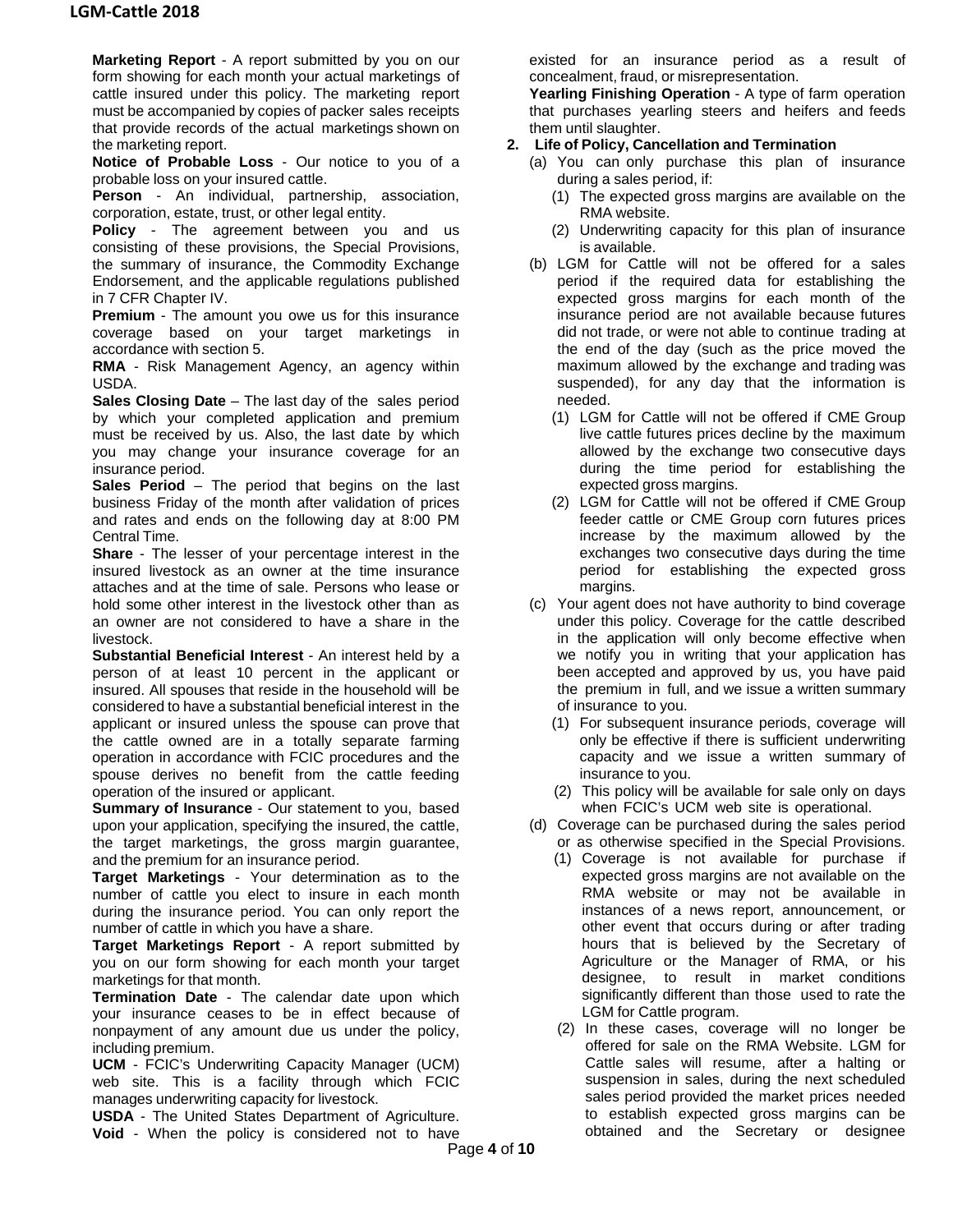**Marketing Report** - A report submitted by you on our form showing for each month your actual marketings of cattle insured under this policy. The marketing report must be accompanied by copies of packer sales receipts that provide records of the actual marketings shown on the marketing report.

**Notice of Probable Loss** - Our notice to you of a probable loss on your insured cattle.

**Person** - An individual, partnership, association, corporation, estate, trust, or other legal entity.

**Policy** - The agreement between you and us consisting of these provisions, the Special Provisions, the summary of insurance, the Commodity Exchange Endorsement, and the applicable regulations published in 7 CFR Chapter IV.

**Premium** - The amount you owe us for this insurance coverage based on your target marketings in accordance with section 5.

**RMA** - Risk Management Agency, an agency within USDA.

**Sales Closing Date** – The last day of the sales period by which your completed application and premium must be received by us. Also, the last date by which you may change your insurance coverage for an insurance period.

**Sales Period** – The period that begins on the last business Friday of the month after validation of prices and rates and ends on the following day at 8:00 PM Central Time.

**Share** - The lesser of your percentage interest in the insured livestock as an owner at the time insurance attaches and at the time of sale. Persons who lease or hold some other interest in the livestock other than as an owner are not considered to have a share in the livestock.

**Substantial Beneficial Interest** - An interest held by a person of at least 10 percent in the applicant or insured. All spouses that reside in the household will be considered to have a substantial beneficial interest in the applicant or insured unless the spouse can prove that the cattle owned are in a totally separate farming operation in accordance with FCIC procedures and the spouse derives no benefit from the cattle feeding operation of the insured or applicant.

**Summary of Insurance** - Our statement to you, based upon your application, specifying the insured, the cattle, the target marketings, the gross margin guarantee, and the premium for an insurance period.

**Target Marketings** - Your determination as to the number of cattle you elect to insure in each month during the insurance period. You can only report the number of cattle in which you have a share.

**Target Marketings Report** - A report submitted by you on our form showing for each month your target marketings for that month.

**Termination Date** - The calendar date upon which your insurance ceases to be in effect because of nonpayment of any amount due us under the policy, including premium.

**UCM** - FCIC's Underwriting Capacity Manager (UCM) web site. This is a facility through which FCIC manages underwriting capacity for livestock.

**USDA** - The United States Department of Agriculture.

**Void** - When the policy is considered not to have existed for an insurance period as a result of concealment, fraud, or misrepresentation.

**Yearling Finishing Operation** - A type of farm operation that purchases yearling steers and heifers and feeds them until slaughter.

**2. Life of Policy, Cancellation and Termination**

(a) You can only purchase this plan of insurance during a sales period, if:

(1) The expected gross margins are available on the RMA website.

(2) Underwriting capacity for this plan of insurance is available.

(b) LGM for Cattle will not be offered for a sales period if the required data for establishing the expected gross margins for each month of the insurance period are not available because futures did not trade, or were not able to continue trading at the end of the day (such as the price moved the maximum allowed by the exchange and trading was suspended), for any day that the information is needed.

(1) LGM for Cattle will not be offered if CME Group live cattle futures prices decline by the maximum allowed by the exchange two consecutive days during the time period for establishing the expected gross margins.

(2) LGM for Cattle will not be offered if CME Group feeder cattle or CME Group corn futures prices increase by the maximum allowed by the exchanges two consecutive days during the time period for establishing the expected gross margins.

(c) Your agent does not have authority to bind coverage under this policy. Coverage for the cattle described in the application will only become effective when we notify you in writing that your application has been accepted and approved by us, you have paid the premium in full, and we issue a written summary of insurance to you.

(1) For subsequent insurance periods, coverage will only be effective if there is sufficient underwriting capacity and we issue a written summary of insurance to you.

(2) This policy will be available for sale only on days when FCIC's UCM web site is operational.

(d) Coverage can be purchased during the sales period or as otherwise specified in the Special Provisions.

(1) Coverage is not available for purchase if expected gross margins are not available on the RMA website or may not be available in instances of a news report, announcement, or other event that occurs during or after trading hours that is believed by the Secretary of Agriculture or the Manager of RMA, or his designee, to result in market conditions significantly different than those used to rate the LGM for Cattle program.

(2) In these cases, coverage will no longer be offered for sale on the RMA Website. LGM for Cattle sales will resume, after a halting or suspension in sales, during the next scheduled sales period provided the market prices needed to establish expected gross margins can be obtained and the Secretary or designee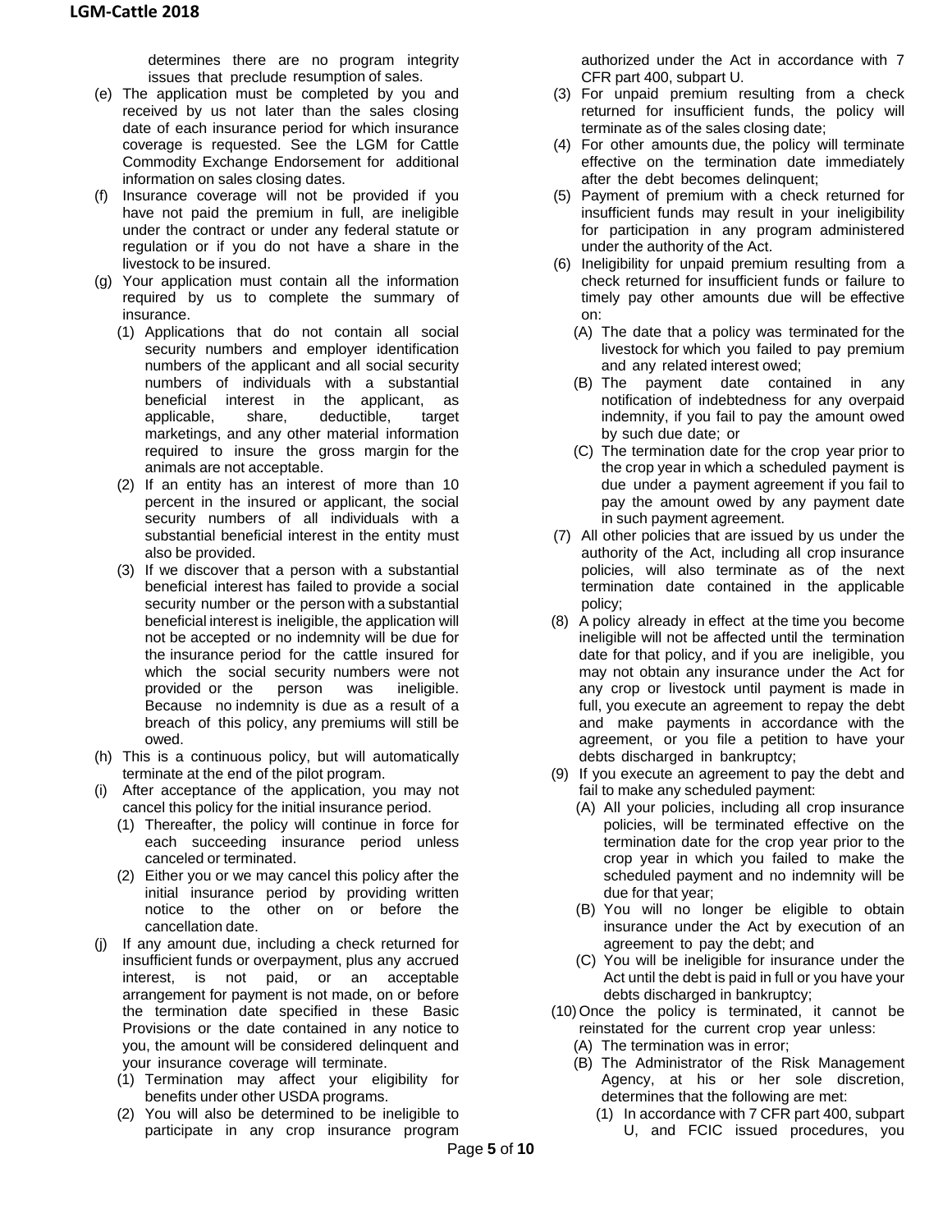determines there are no program integrity issues that preclude resumption of sales.

(e) The application must be completed by you and received by us not later than the sales closing date of each insurance period for which insurance coverage is requested. See the LGM for Cattle Commodity Exchange Endorsement for additional information on sales closing dates.

(f) Insurance coverage will not be provided if you have not paid the premium in full, are ineligible under the contract or under any federal statute or regulation or if you do not have a share in the livestock to be insured.

(g) Your application must contain all the information required by us to complete the summary of insurance.

   (1) Applications that do not contain all social security numbers and employer identification numbers of the applicant and all social security numbers of individuals with a substantial beneficial interest in the applicant, as applicable, share, deductible, target marketings, and any other material information required to insure the gross margin for the animals are not acceptable.

   (2) If an entity has an interest of more than 10 percent in the insured or applicant, the social security numbers of all individuals with a substantial beneficial interest in the entity must also be provided.

   (3) If we discover that a person with a substantial beneficial interest has failed to provide a social security number or the person with a substantial beneficial interest is ineligible, the application will not be accepted or no indemnity will be due for the insurance period for the cattle insured for which the social security numbers were not provided or the person was ineligible. Because no indemnity is due as a result of a breach of this policy, any premiums will still be owed.

(h) This is a continuous policy, but will automatically terminate at the end of the pilot program.

(i) After acceptance of the application, you may not cancel this policy for the initial insurance period.

   (1) Thereafter, the policy will continue in force for each succeeding insurance period unless canceled or terminated.

   (2) Either you or we may cancel this policy after the initial insurance period by providing written notice to the other on or before the cancellation date.

(j) If any amount due, including a check returned for insufficient funds or overpayment, plus any accrued interest, is not paid, or an acceptable arrangement for payment is not made, on or before the termination date specified in these Basic Provisions or the date contained in any notice to you, the amount will be considered delinquent and your insurance coverage will terminate.

   (1) Termination may affect your eligibility for benefits under other USDA programs.

   (2) You will also be determined to be ineligible to participate in any crop insurance program authorized under the Act in accordance with 7 CFR part 400, subpart U.

   (3) For unpaid premium resulting from a check returned for insufficient funds, the policy will terminate as of the sales closing date;

   (4) For other amounts due, the policy will terminate effective on the termination date immediately after the debt becomes delinquent;

   (5) Payment of premium with a check returned for insufficient funds may result in your ineligibility for participation in any program administered under the authority of the Act.

   (6) Ineligibility for unpaid premium resulting from a check returned for insufficient funds or failure to timely pay other amounts due will be effective on:

      (A) The date that a policy was terminated for the livestock for which you failed to pay premium and any related interest owed;

      (B) The payment date contained in any notification of indebtedness for any overpaid indemnity, if you fail to pay the amount owed by such due date; or

      (C) The termination date for the crop year prior to the crop year in which a scheduled payment is due under a payment agreement if you fail to pay the amount owed by any payment date in such payment agreement.

   (7) All other policies that are issued by us under the authority of the Act, including all crop insurance policies, will also terminate as of the next termination date contained in the applicable policy;

   (8) A policy already in effect at the time you become ineligible will not be affected until the termination date for that policy, and if you are ineligible, you may not obtain any insurance under the Act for any crop or livestock until payment is made in full, you execute an agreement to repay the debt and make payments in accordance with the agreement, or you file a petition to have your debts discharged in bankruptcy;

   (9) If you execute an agreement to pay the debt and fail to make any scheduled payment:

      (A) All your policies, including all crop insurance policies, will be terminated effective on the termination date for the crop year prior to the crop year in which you failed to make the scheduled payment and no indemnity will be due for that year;

      (B) You will no longer be eligible to obtain insurance under the Act by execution of an agreement to pay the debt; and

      (C) You will be ineligible for insurance under the Act until the debt is paid in full or you have your debts discharged in bankruptcy;

   (10) Once the policy is terminated, it cannot be reinstated for the current crop year unless:

      (A) The termination was in error;

      (B) The Administrator of the Risk Management Agency, at his or her sole discretion, determines that the following are met:

         (1) In accordance with 7 CFR part 400, subpart U, and FCIC issued procedures, you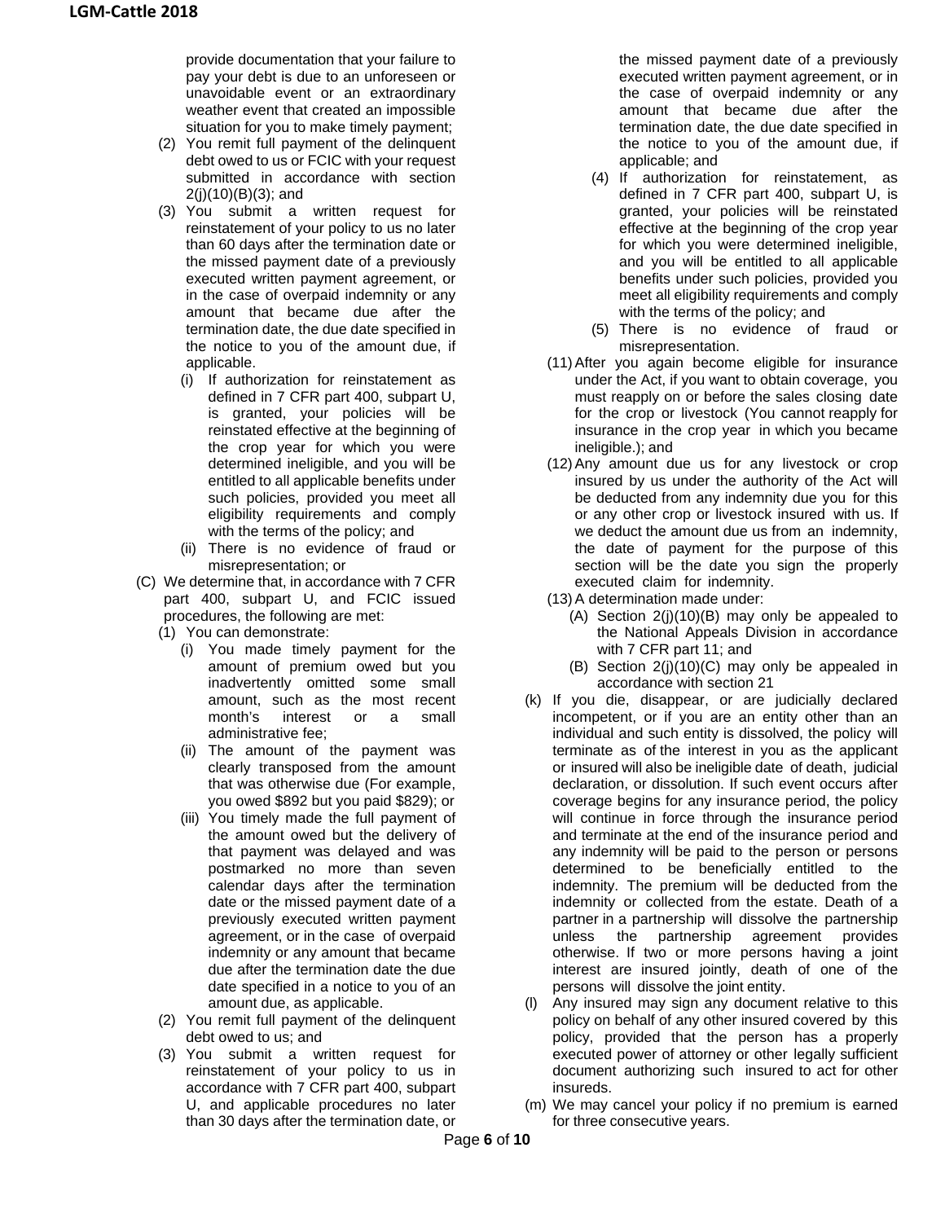provide documentation that your failure to pay your debt is due to an unforeseen or unavoidable event or an extraordinary weather event that created an impossible situation for you to make timely payment;

(2) You remit full payment of the delinquent debt owed to us or FCIC with your request submitted in accordance with section 2(j)(10)(B)(3); and

(3) You submit a written request for reinstatement of your policy to us no later than 60 days after the termination date or the missed payment date of a previously executed written payment agreement, or in the case of overpaid indemnity or any amount that became due after the termination date, the due date specified in the notice to you of the amount due, if applicable.

(i) If authorization for reinstatement as defined in 7 CFR part 400, subpart U, is granted, your policies will be reinstated effective at the beginning of the crop year for which you were determined ineligible, and you will be entitled to all applicable benefits under such policies, provided you meet all eligibility requirements and comply with the terms of the policy; and

(ii) There is no evidence of fraud or misrepresentation; or

(C) We determine that, in accordance with 7 CFR part 400, subpart U, and FCIC issued procedures, the following are met:

(1) You can demonstrate:

(i) You made timely payment for the amount of premium owed but you inadvertently omitted some small amount, such as the most recent month's interest or a small administrative fee;

(ii) The amount of the payment was clearly transposed from the amount that was otherwise due (For example, you owed $892 but you paid $829); or

(iii) You timely made the full payment of the amount owed but the delivery of that payment was delayed and was postmarked no more than seven calendar days after the termination date or the missed payment date of a previously executed written payment agreement, or in the case of overpaid indemnity or any amount that became due after the termination date the due date specified in a notice to you of an amount due, as applicable.

(2) You remit full payment of the delinquent debt owed to us; and

(3) You submit a written request for reinstatement of your policy to us in accordance with 7 CFR part 400, subpart U, and applicable procedures no later than 30 days after the termination date, or the missed payment date of a previously executed written payment agreement, or in the case of overpaid indemnity or any amount that became due after the termination date, the due date specified in the notice to you of the amount due, if applicable; and

(4) If authorization for reinstatement, as defined in 7 CFR part 400, subpart U, is granted, your policies will be reinstated effective at the beginning of the crop year for which you were determined ineligible, and you will be entitled to all applicable benefits under such policies, provided you meet all eligibility requirements and comply with the terms of the policy; and

(5) There is no evidence of fraud or misrepresentation.

(11) After you again become eligible for insurance under the Act, if you want to obtain coverage, you must reapply on or before the sales closing date for the crop or livestock (You cannot reapply for insurance in the crop year in which you became ineligible.); and

(12) Any amount due us for any livestock or crop insured by us under the authority of the Act will be deducted from any indemnity due you for this or any other crop or livestock insured with us. If we deduct the amount due us from an indemnity, the date of payment for the purpose of this section will be the date you sign the properly executed claim for indemnity.

(13) A determination made under:

(A) Section 2(j)(10)(B) may only be appealed to the National Appeals Division in accordance with 7 CFR part 11; and

(B) Section 2(j)(10)(C) may only be appealed in accordance with section 21

(k) If you die, disappear, or are judicially declared incompetent, or if you are an entity other than an individual and such entity is dissolved, the policy will terminate as of the interest in you as the applicant or insured will also be ineligible date of death, judicial declaration, or dissolution. If such event occurs after coverage begins for any insurance period, the policy will continue in force through the insurance period and terminate at the end of the insurance period and any indemnity will be paid to the person or persons determined to be beneficially entitled to the indemnity. The premium will be deducted from the indemnity or collected from the estate. Death of a partner in a partnership will dissolve the partnership unless the partnership agreement provides otherwise. If two or more persons having a joint interest are insured jointly, death of one of the persons will dissolve the joint entity.

(l) Any insured may sign any document relative to this policy on behalf of any other insured covered by this policy, provided that the person has a properly executed power of attorney or other legally sufficient document authorizing such insured to act for other insureds.

(m) We may cancel your policy if no premium is earned for three consecutive years.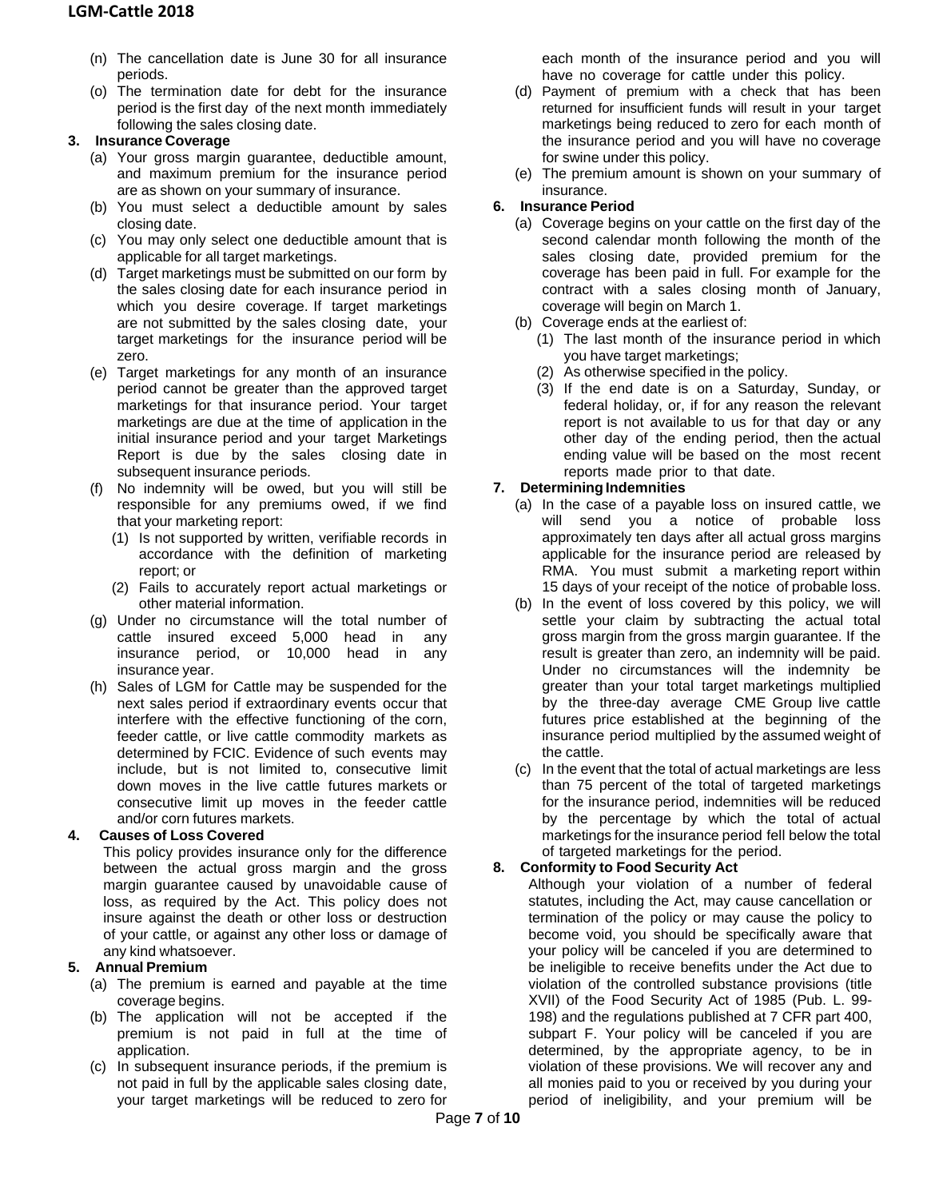(n) The cancellation date is June 30 for all insurance periods.

(o) The termination date for debt for the insurance period is the first day of the next month immediately following the sales closing date.

**3. Insurance Coverage**

(a) Your gross margin guarantee, deductible amount, and maximum premium for the insurance period are as shown on your summary of insurance.

(b) You must select a deductible amount by sales closing date.

(c) You may only select one deductible amount that is applicable for all target marketings.

(d) Target marketings must be submitted on our form by the sales closing date for each insurance period in which you desire coverage. If target marketings are not submitted by the sales closing date, your target marketings for the insurance period will be zero.

(e) Target marketings for any month of an insurance period cannot be greater than the approved target marketings for that insurance period. Your target marketings are due at the time of application in the initial insurance period and your target Marketings Report is due by the sales closing date in subsequent insurance periods.

(f) No indemnity will be owed, but you will still be responsible for any premiums owed, if we find that your marketing report:

(1) Is not supported by written, verifiable records in accordance with the definition of marketing report; or

(2) Fails to accurately report actual marketings or other material information.

(g) Under no circumstance will the total number of cattle insured exceed 5,000 head in any insurance period, or 10,000 head in any insurance year.

(h) Sales of LGM for Cattle may be suspended for the next sales period if extraordinary events occur that interfere with the effective functioning of the corn, feeder cattle, or live cattle commodity markets as determined by FCIC. Evidence of such events may include, but is not limited to, consecutive limit down moves in the live cattle futures markets or consecutive limit up moves in the feeder cattle and/or corn futures markets.

**4. Causes of Loss Covered**

This policy provides insurance only for the difference between the actual gross margin and the gross margin guarantee caused by unavoidable cause of loss, as required by the Act. This policy does not insure against the death or other loss or destruction of your cattle, or against any other loss or damage of any kind whatsoever.

**5. Annual Premium**

(a) The premium is earned and payable at the time coverage begins.

(b) The application will not be accepted if the premium is not paid in full at the time of application.

(c) In subsequent insurance periods, if the premium is not paid in full by the applicable sales closing date, your target marketings will be reduced to zero for each month of the insurance period and you will have no coverage for cattle under this policy.

(d) Payment of premium with a check that has been returned for insufficient funds will result in your target marketings being reduced to zero for each month of the insurance period and you will have no coverage for swine under this policy.

(e) The premium amount is shown on your summary of insurance.

**6. Insurance Period**

(a) Coverage begins on your cattle on the first day of the second calendar month following the month of the sales closing date, provided premium for the coverage has been paid in full. For example for the contract with a sales closing month of January, coverage will begin on March 1.

(b) Coverage ends at the earliest of:

(1) The last month of the insurance period in which you have target marketings;

(2) As otherwise specified in the policy.

(3) If the end date is on a Saturday, Sunday, or federal holiday, or, if for any reason the relevant report is not available to us for that day or any other day of the ending period, then the actual ending value will be based on the most recent reports made prior to that date.

**7. Determining Indemnities**

(a) In the case of a payable loss on insured cattle, we will send you a notice of probable loss approximately ten days after all actual gross margins applicable for the insurance period are released by RMA. You must submit a marketing report within 15 days of your receipt of the notice of probable loss.

(b) In the event of loss covered by this policy, we will settle your claim by subtracting the actual total gross margin from the gross margin guarantee. If the result is greater than zero, an indemnity will be paid. Under no circumstances will the indemnity be greater than your total target marketings multiplied by the three-day average CME Group live cattle futures price established at the beginning of the insurance period multiplied by the assumed weight of the cattle.

(c) In the event that the total of actual marketings are less than 75 percent of the total of targeted marketings for the insurance period, indemnities will be reduced by the percentage by which the total of actual marketings for the insurance period fell below the total of targeted marketings for the period.

**8. Conformity to Food Security Act**

Although your violation of a number of federal statutes, including the Act, may cause cancellation or termination of the policy or may cause the policy to become void, you should be specifically aware that your policy will be canceled if you are determined to be ineligible to receive benefits under the Act due to violation of the controlled substance provisions (title XVII) of the Food Security Act of 1985 (Pub. L. 99-198) and the regulations published at 7 CFR part 400, subpart F. Your policy will be canceled if you are determined, by the appropriate agency, to be in violation of these provisions. We will recover any and all monies paid to you or received by you during your period of ineligibility, and your premium will be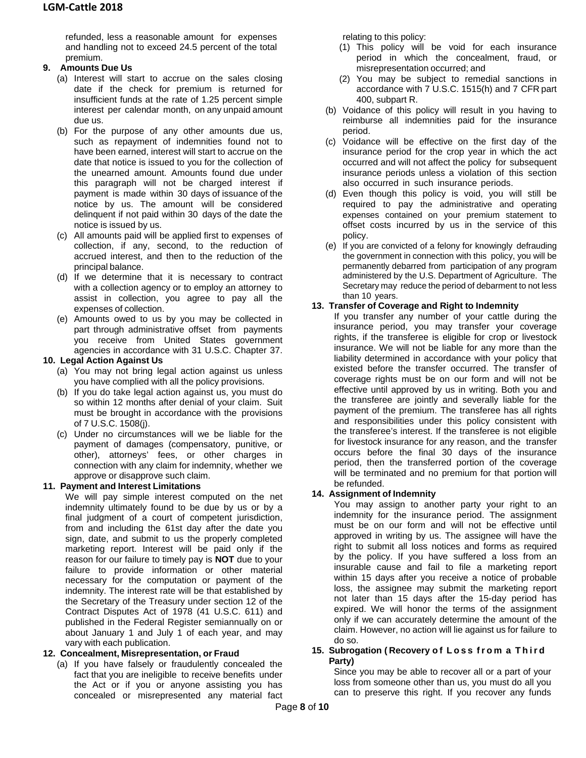refunded, less a reasonable amount for expenses and handling not to exceed 24.5 percent of the total premium.

**9. Amounts Due Us**

(a) Interest will start to accrue on the sales closing date if the check for premium is returned for insufficient funds at the rate of 1.25 percent simple interest per calendar month, on any unpaid amount due us.

(b) For the purpose of any other amounts due us, such as repayment of indemnities found not to have been earned, interest will start to accrue on the date that notice is issued to you for the collection of the unearned amount. Amounts found due under this paragraph will not be charged interest if payment is made within 30 days of issuance of the notice by us. The amount will be considered delinquent if not paid within 30 days of the date the notice is issued by us.

(c) All amounts paid will be applied first to expenses of collection, if any, second, to the reduction of accrued interest, and then to the reduction of the principal balance.

(d) If we determine that it is necessary to contract with a collection agency or to employ an attorney to assist in collection, you agree to pay all the expenses of collection.

(e) Amounts owed to us by you may be collected in part through administrative offset from payments you receive from United States government agencies in accordance with 31 U.S.C. Chapter 37.

**10. Legal Action Against Us**

(a) You may not bring legal action against us unless you have complied with all the policy provisions.

(b) If you do take legal action against us, you must do so within 12 months after denial of your claim. Suit must be brought in accordance with the provisions of 7 U.S.C. 1508(j).

(c) Under no circumstances will we be liable for the payment of damages (compensatory, punitive, or other), attorneys' fees, or other charges in connection with any claim for indemnity, whether we approve or disapprove such claim.

**11. Payment and Interest Limitations**

We will pay simple interest computed on the net indemnity ultimately found to be due by us or by a final judgment of a court of competent jurisdiction, from and including the 61st day after the date you sign, date, and submit to us the properly completed marketing report. Interest will be paid only if the reason for our failure to timely pay is **NOT** due to your failure to provide information or other material necessary for the computation or payment of the indemnity. The interest rate will be that established by the Secretary of the Treasury under section 12 of the Contract Disputes Act of 1978 (41 U.S.C. 611) and published in the Federal Register semiannually on or about January 1 and July 1 of each year, and may vary with each publication.

**12. Concealment, Misrepresentation, or Fraud**

(a) If you have falsely or fraudulently concealed the fact that you are ineligible to receive benefits under the Act or if you or anyone assisting you has concealed or misrepresented any material fact relating to this policy:

(1) This policy will be void for each insurance period in which the concealment, fraud, or misrepresentation occurred; and

(2) You may be subject to remedial sanctions in accordance with 7 U.S.C. 1515(h) and 7 CFR part 400, subpart R.

(b) Voidance of this policy will result in you having to reimburse all indemnities paid for the insurance period.

(c) Voidance will be effective on the first day of the insurance period for the crop year in which the act occurred and will not affect the policy for subsequent insurance periods unless a violation of this section also occurred in such insurance periods.

(d) Even though this policy is void, you will still be required to pay the administrative and operating expenses contained on your premium statement to offset costs incurred by us in the service of this policy.

(e) If you are convicted of a felony for knowingly defrauding the government in connection with this policy, you will be permanently debarred from participation of any program administered by the U.S. Department of Agriculture. The Secretary may reduce the period of debarment to not less than 10 years.

**13. Transfer of Coverage and Right to Indemnity**

If you transfer any number of your cattle during the insurance period, you may transfer your coverage rights, if the transferee is eligible for crop or livestock insurance. We will not be liable for any more than the liability determined in accordance with your policy that existed before the transfer occurred. The transfer of coverage rights must be on our form and will not be effective until approved by us in writing. Both you and the transferee are jointly and severally liable for the payment of the premium. The transferee has all rights and responsibilities under this policy consistent with the transferee's interest. If the transferee is not eligible for livestock insurance for any reason, and the transfer occurs before the final 30 days of the insurance period, then the transferred portion of the coverage will be terminated and no premium for that portion will be refunded.

**14. Assignment of Indemnity**

You may assign to another party your right to an indemnity for the insurance period. The assignment must be on our form and will not be effective until approved in writing by us. The assignee will have the right to submit all loss notices and forms as required by the policy. If you have suffered a loss from an insurable cause and fail to file a marketing report within 15 days after you receive a notice of probable loss, the assignee may submit the marketing report not later than 15 days after the 15-day period has expired. We will honor the terms of the assignment only if we can accurately determine the amount of the claim. However, no action will lie against us for failure to do so.

**15. Subrogation (Recovery of Loss from a Third Party)**

Since you may be able to recover all or a part of your loss from someone other than us, you must do all you can to preserve this right. If you recover any funds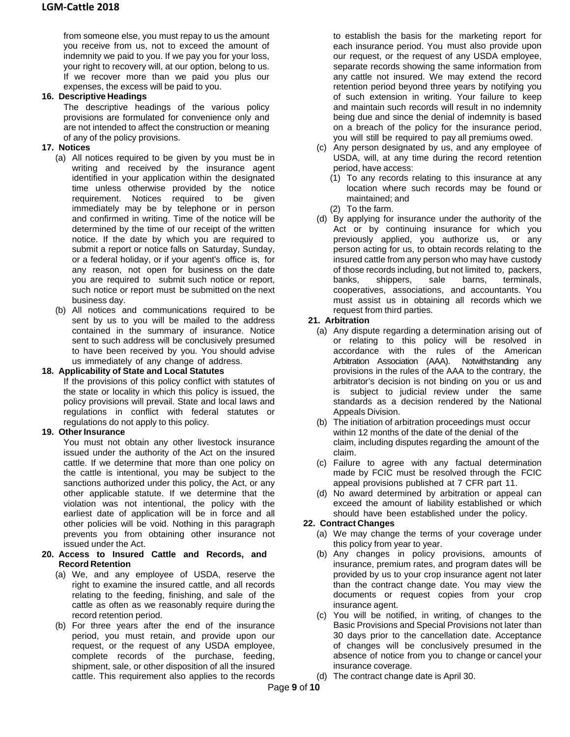from someone else, you must repay to us the amount you receive from us, not to exceed the amount of indemnity we paid to you. If we pay you for your loss, your right to recovery will, at our option, belong to us. If we recover more than we paid you plus our expenses, the excess will be paid to you.

**16. Descriptive Headings**

The descriptive headings of the various policy provisions are formulated for convenience only and are not intended to affect the construction or meaning of any of the policy provisions.

**17. Notices**

(a) All notices required to be given by you must be in writing and received by the insurance agent identified in your application within the designated time unless otherwise provided by the notice requirement. Notices required to be given immediately may be by telephone or in person and confirmed in writing. Time of the notice will be determined by the time of our receipt of the written notice. If the date by which you are required to submit a report or notice falls on Saturday, Sunday, or a federal holiday, or if your agent's office is, for any reason, not open for business on the date you are required to submit such notice or report, such notice or report must be submitted on the next business day.

(b) All notices and communications required to be sent by us to you will be mailed to the address contained in the summary of insurance. Notice sent to such address will be conclusively presumed to have been received by you. You should advise us immediately of any change of address.

**18. Applicability of State and Local Statutes**

If the provisions of this policy conflict with statutes of the state or locality in which this policy is issued, the policy provisions will prevail. State and local laws and regulations in conflict with federal statutes or regulations do not apply to this policy.

**19. Other Insurance**

You must not obtain any other livestock insurance issued under the authority of the Act on the insured cattle. If we determine that more than one policy on the cattle is intentional, you may be subject to the sanctions authorized under this policy, the Act, or any other applicable statute. If we determine that the violation was not intentional, the policy with the earliest date of application will be in force and all other policies will be void. Nothing in this paragraph prevents you from obtaining other insurance not issued under the Act.

**20. Access to Insured Cattle and Records, and Record Retention**

(a) We, and any employee of USDA, reserve the right to examine the insured cattle, and all records relating to the feeding, finishing, and sale of the cattle as often as we reasonably require during the record retention period.

(b) For three years after the end of the insurance period, you must retain, and provide upon our request, or the request of any USDA employee, complete records of the purchase, feeding, shipment, sale, or other disposition of all the insured cattle. This requirement also applies to the records to establish the basis for the marketing report for each insurance period. You must also provide upon our request, or the request of any USDA employee, separate records showing the same information from any cattle not insured. We may extend the record retention period beyond three years by notifying you of such extension in writing. Your failure to keep and maintain such records will result in no indemnity being due and since the denial of indemnity is based on a breach of the policy for the insurance period, you will still be required to pay all premiums owed.

(c) Any person designated by us, and any employee of USDA, will, at any time during the record retention period, have access:

(1) To any records relating to this insurance at any location where such records may be found or maintained; and

(2) To the farm.

(d) By applying for insurance under the authority of the Act or by continuing insurance for which you previously applied, you authorize us, or any person acting for us, to obtain records relating to the insured cattle from any person who may have custody of those records including, but not limited to, packers, banks, shippers, sale barns, terminals, cooperatives, associations, and accountants. You must assist us in obtaining all records which we request from third parties.

**21. Arbitration**

(a) Any dispute regarding a determination arising out of or relating to this policy will be resolved in accordance with the rules of the American Arbitration Association (AAA). Notwithstanding any provisions in the rules of the AAA to the contrary, the arbitrator's decision is not binding on you or us and is subject to judicial review under the same standards as a decision rendered by the National Appeals Division.

(b) The initiation of arbitration proceedings must occur within 12 months of the date of the denial of the claim, including disputes regarding the amount of the claim.

(c) Failure to agree with any factual determination made by FCIC must be resolved through the FCIC appeal provisions published at 7 CFR part 11.

(d) No award determined by arbitration or appeal can exceed the amount of liability established or which should have been established under the policy.

**22. Contract Changes**

(a) We may change the terms of your coverage under this policy from year to year.

(b) Any changes in policy provisions, amounts of insurance, premium rates, and program dates will be provided by us to your crop insurance agent not later than the contract change date. You may view the documents or request copies from your crop insurance agent.

(c) You will be notified, in writing, of changes to the Basic Provisions and Special Provisions not later than 30 days prior to the cancellation date. Acceptance of changes will be conclusively presumed in the absence of notice from you to change or cancel your insurance coverage.

(d) The contract change date is April 30.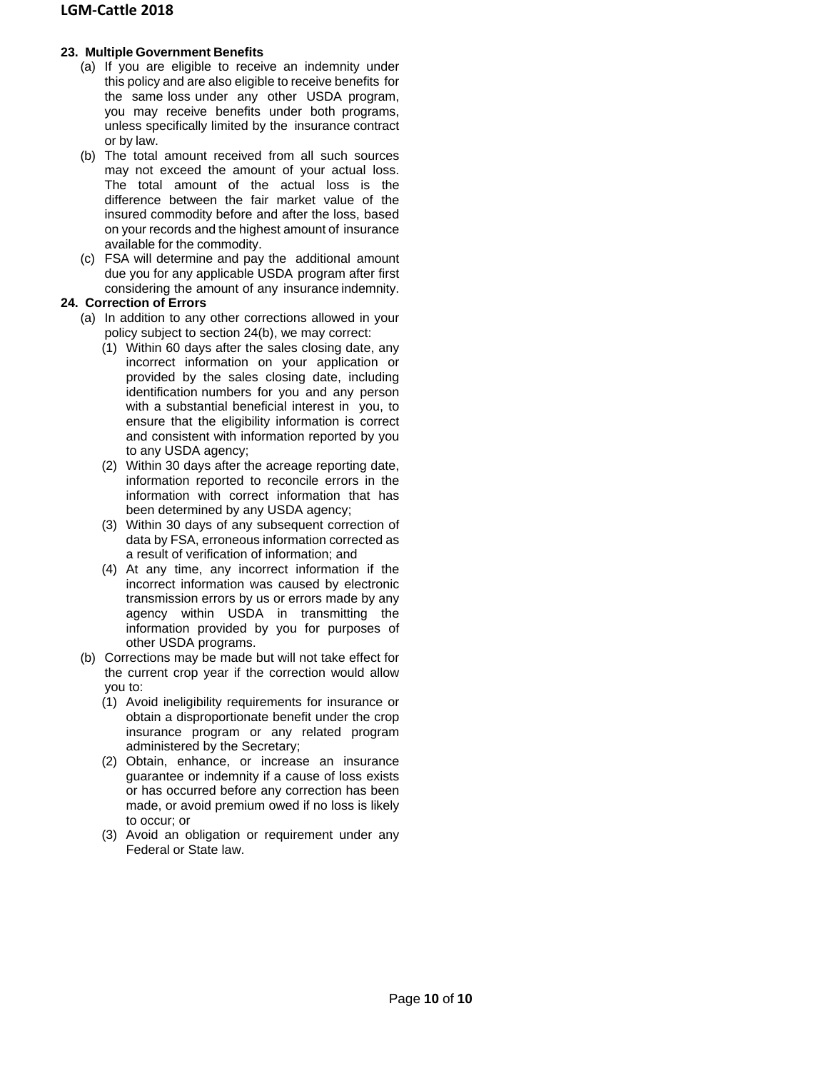**23. Multiple Government Benefits**

(a) If you are eligible to receive an indemnity under this policy and are also eligible to receive benefits for the same loss under any other USDA program, you may receive benefits under both programs, unless specifically limited by the insurance contract or by law.

(b) The total amount received from all such sources may not exceed the amount of your actual loss. The total amount of the actual loss is the difference between the fair market value of the insured commodity before and after the loss, based on your records and the highest amount of insurance available for the commodity.

(c) FSA will determine and pay the additional amount due you for any applicable USDA program after first considering the amount of any insurance indemnity.

**24. Correction of Errors**

(a) In addition to any other corrections allowed in your policy subject to section 24(b), we may correct:

(1) Within 60 days after the sales closing date, any incorrect information on your application or provided by the sales closing date, including identification numbers for you and any person with a substantial beneficial interest in you, to ensure that the eligibility information is correct and consistent with information reported by you to any USDA agency;

(2) Within 30 days after the acreage reporting date, information reported to reconcile errors in the information with correct information that has been determined by any USDA agency;

(3) Within 30 days of any subsequent correction of data by FSA, erroneous information corrected as a result of verification of information; and

(4) At any time, any incorrect information if the incorrect information was caused by electronic transmission errors by us or errors made by any agency within USDA in transmitting the information provided by you for purposes of other USDA programs.

(b) Corrections may be made but will not take effect for the current crop year if the correction would allow you to:

(1) Avoid ineligibility requirements for insurance or obtain a disproportionate benefit under the crop insurance program or any related program administered by the Secretary;

(2) Obtain, enhance, or increase an insurance guarantee or indemnity if a cause of loss exists or has occurred before any correction has been made, or avoid premium owed if no loss is likely to occur; or

(3) Avoid an obligation or requirement under any Federal or State law.